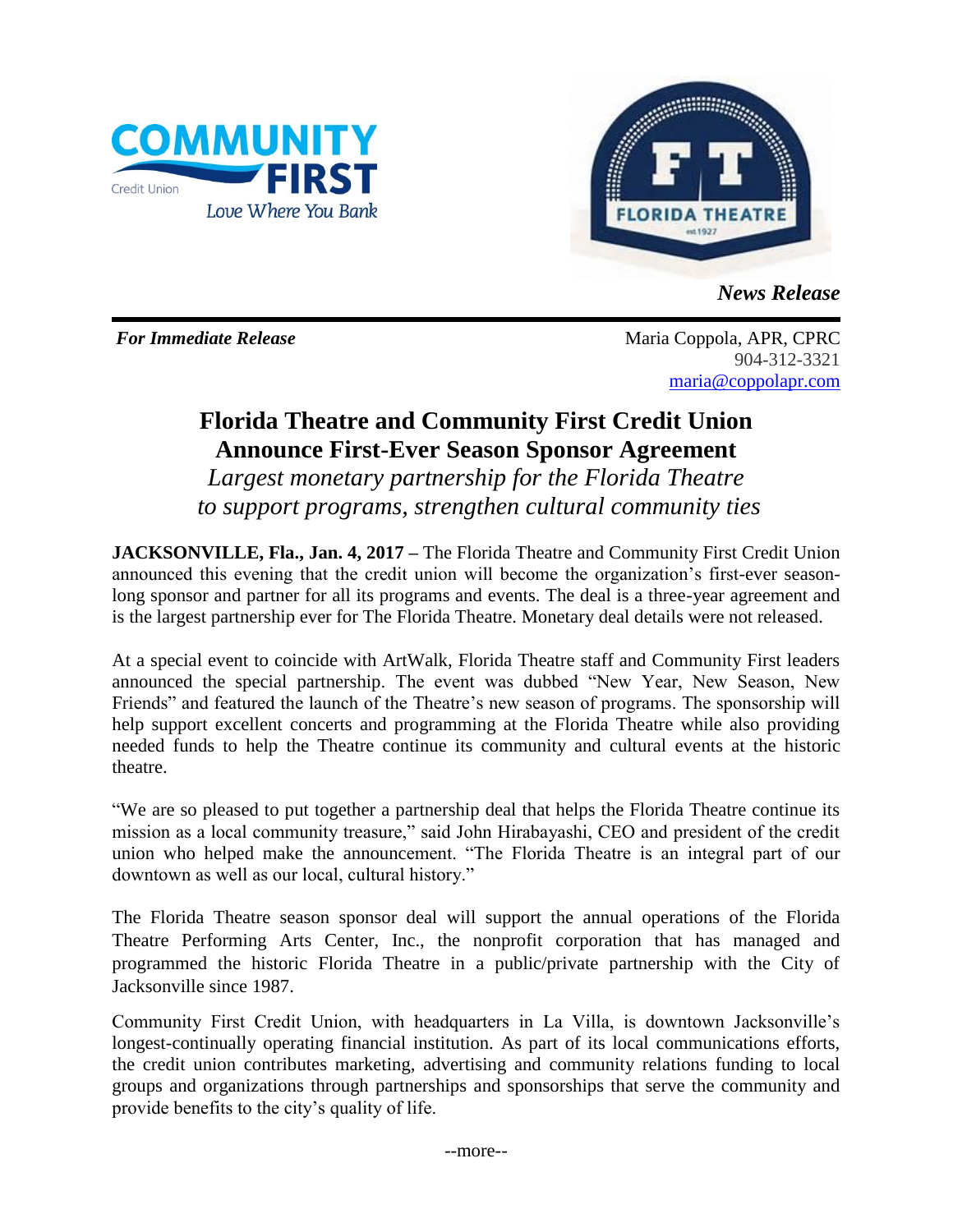*News Release*

***For Immediate Release***

Maria Coppola, APR, CPRC
904-312-3321
maria@coppolapr.com

# Florida Theatre and Community First Credit Union Announce First-Ever Season Sponsor Agreement

*Largest monetary partnership for the Florida Theatre to support programs, strengthen cultural community ties*

**JACKSONVILLE, Fla., Jan. 4, 2017 –** The Florida Theatre and Community First Credit Union announced this evening that the credit union will become the organization's first-ever season-long sponsor and partner for all its programs and events. The deal is a three-year agreement and is the largest partnership ever for The Florida Theatre. Monetary deal details were not released.

At a special event to coincide with ArtWalk, Florida Theatre staff and Community First leaders announced the special partnership. The event was dubbed "New Year, New Season, New Friends" and featured the launch of the Theatre's new season of programs. The sponsorship will help support excellent concerts and programming at the Florida Theatre while also providing needed funds to help the Theatre continue its community and cultural events at the historic theatre.

"We are so pleased to put together a partnership deal that helps the Florida Theatre continue its mission as a local community treasure," said John Hirabayashi, CEO and president of the credit union who helped make the announcement. "The Florida Theatre is an integral part of our downtown as well as our local, cultural history."

The Florida Theatre season sponsor deal will support the annual operations of the Florida Theatre Performing Arts Center, Inc., the nonprofit corporation that has managed and programmed the historic Florida Theatre in a public/private partnership with the City of Jacksonville since 1987.

Community First Credit Union, with headquarters in La Villa, is downtown Jacksonville's longest-continually operating financial institution. As part of its local communications efforts, the credit union contributes marketing, advertising and community relations funding to local groups and organizations through partnerships and sponsorships that serve the community and provide benefits to the city's quality of life.

--more--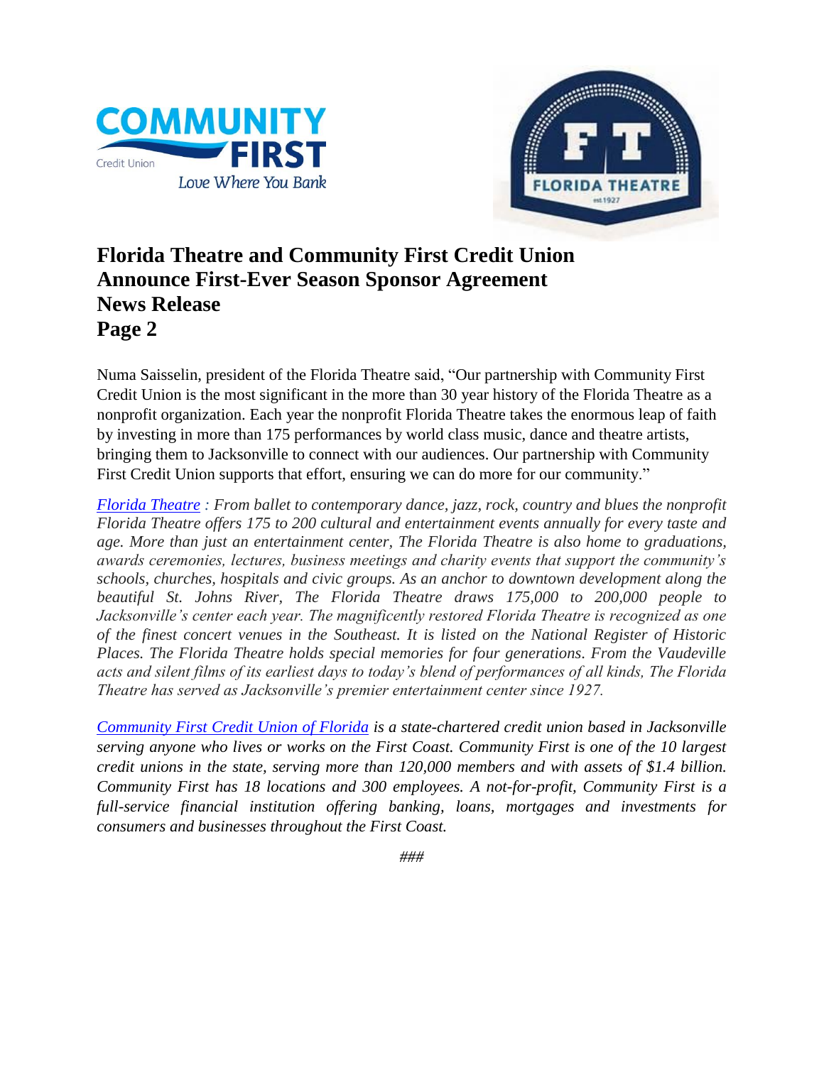# Florida Theatre and Community First Credit Union Announce First-Ever Season Sponsor Agreement
## News Release
## Page 2

Numa Saisselin, president of the Florida Theatre said, "Our partnership with Community First Credit Union is the most significant in the more than 30 year history of the Florida Theatre as a nonprofit organization. Each year the nonprofit Florida Theatre takes the enormous leap of faith by investing in more than 175 performances by world class music, dance and theatre artists, bringing them to Jacksonville to connect with our audiences. Our partnership with Community First Credit Union supports that effort, ensuring we can do more for our community."

*Florida Theatre : From ballet to contemporary dance, jazz, rock, country and blues the nonprofit Florida Theatre offers 175 to 200 cultural and entertainment events annually for every taste and age. More than just an entertainment center, The Florida Theatre is also home to graduations, awards ceremonies, lectures, business meetings and charity events that support the community's schools, churches, hospitals and civic groups. As an anchor to downtown development along the beautiful St. Johns River, The Florida Theatre draws 175,000 to 200,000 people to Jacksonville's center each year. The magnificently restored Florida Theatre is recognized as one of the finest concert venues in the Southeast. It is listed on the National Register of Historic Places. The Florida Theatre holds special memories for four generations. From the Vaudeville acts and silent films of its earliest days to today's blend of performances of all kinds, The Florida Theatre has served as Jacksonville's premier entertainment center since 1927.*

*Community First Credit Union of Florida is a state-chartered credit union based in Jacksonville serving anyone who lives or works on the First Coast. Community First is one of the 10 largest credit unions in the state, serving more than 120,000 members and with assets of $1.4 billion. Community First has 18 locations and 300 employees. A not-for-profit, Community First is a full-service financial institution offering banking, loans, mortgages and investments for consumers and businesses throughout the First Coast.*

###